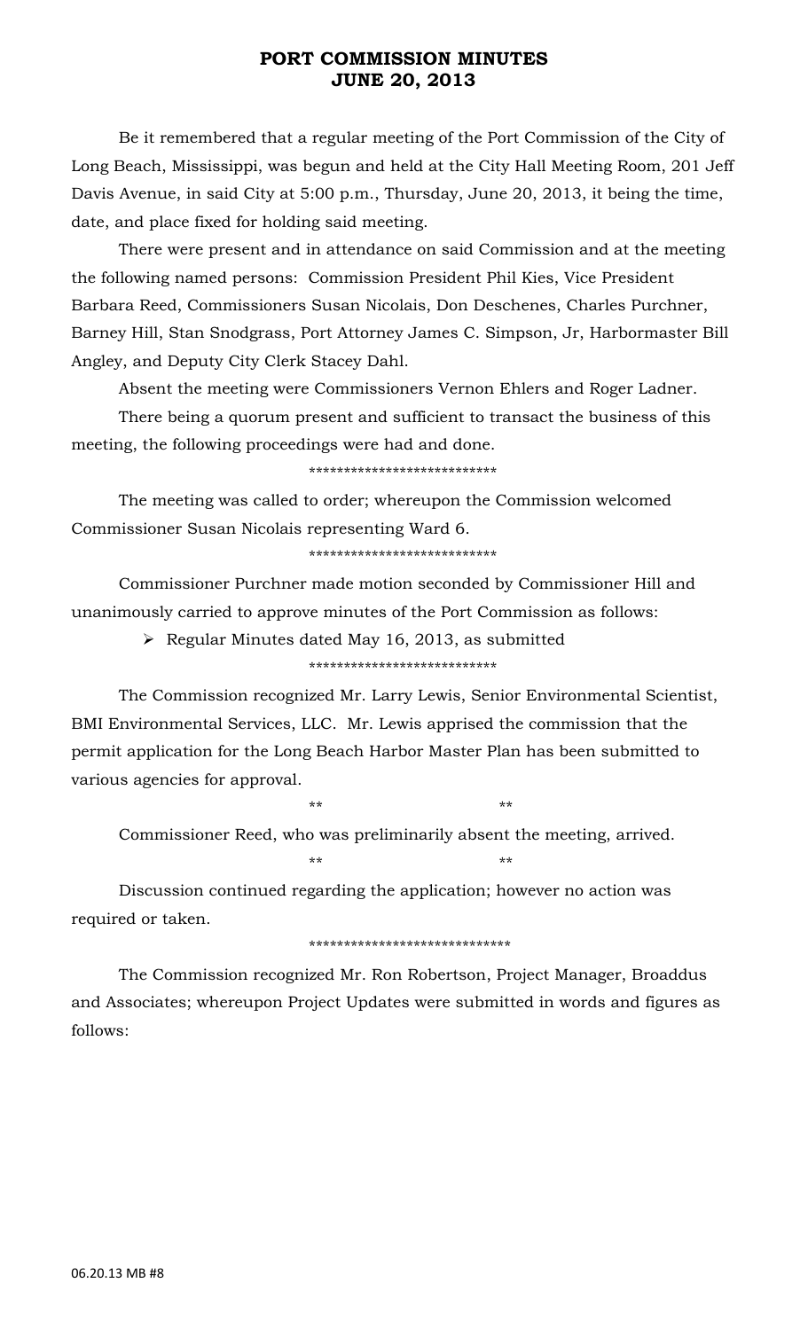# PORT COMMISSION MINUTES
# JUNE 20, 2013

Be it remembered that a regular meeting of the Port Commission of the City of Long Beach, Mississippi, was begun and held at the City Hall Meeting Room, 201 Jeff Davis Avenue, in said City at 5:00 p.m., Thursday, June 20, 2013, it being the time, date, and place fixed for holding said meeting.

There were present and in attendance on said Commission and at the meeting the following named persons: Commission President Phil Kies, Vice President Barbara Reed, Commissioners Susan Nicolais, Don Deschenes, Charles Purchner, Barney Hill, Stan Snodgrass, Port Attorney James C. Simpson, Jr, Harbormaster Bill Angley, and Deputy City Clerk Stacey Dahl.

Absent the meeting were Commissioners Vernon Ehlers and Roger Ladner.

There being a quorum present and sufficient to transact the business of this meeting, the following proceedings were had and done.

***************************

The meeting was called to order; whereupon the Commission welcomed Commissioner Susan Nicolais representing Ward 6.

***************************

Commissioner Purchner made motion seconded by Commissioner Hill and unanimously carried to approve minutes of the Port Commission as follows:

- Regular Minutes dated May 16, 2013, as submitted

***************************

The Commission recognized Mr. Larry Lewis, Senior Environmental Scientist, BMI Environmental Services, LLC. Mr. Lewis apprised the commission that the permit application for the Long Beach Harbor Master Plan has been submitted to various agencies for approval.

** **

Commissioner Reed, who was preliminarily absent the meeting, arrived.

** **

Discussion continued regarding the application; however no action was required or taken.

*****************************

The Commission recognized Mr. Ron Robertson, Project Manager, Broaddus and Associates; whereupon Project Updates were submitted in words and figures as follows: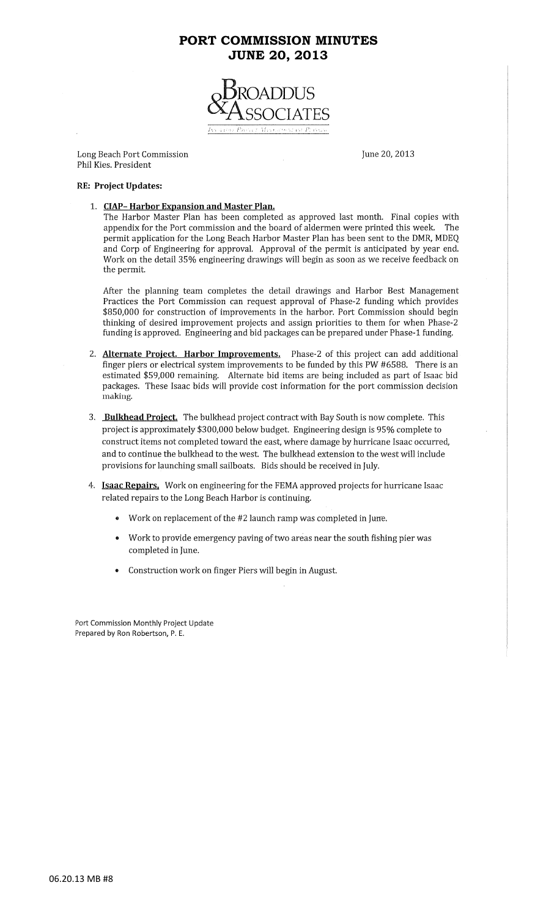# PORT COMMISSION MINUTES
# JUNE 20, 2013

BROADDUS & ASSOCIATES

Long Beach Port Commission
Phil Kies. President

June 20, 2013

**RE: Project Updates:**

1. **CIAP– Harbor Expansion and Master Plan.**
   The Harbor Master Plan has been completed as approved last month. Final copies with appendix for the Port commission and the board of aldermen were printed this week. The permit application for the Long Beach Harbor Master Plan has been sent to the DMR, MDEQ and Corp of Engineering for approval. Approval of the permit is anticipated by year end. Work on the detail 35% engineering drawings will begin as soon as we receive feedback on the permit.

   After the planning team completes the detail drawings and Harbor Best Management Practices the Port Commission can request approval of Phase-2 funding which provides $850,000 for construction of improvements in the harbor. Port Commission should begin thinking of desired improvement projects and assign priorities to them for when Phase-2 funding is approved. Engineering and bid packages can be prepared under Phase-1 funding.

2. **Alternate Project. Harbor Improvements.** Phase-2 of this project can add additional finger piers or electrical system improvements to be funded by this PW #6588. There is an estimated $59,000 remaining. Alternate bid items are being included as part of Isaac bid packages. These Isaac bids will provide cost information for the port commission decision making.

3. **Bulkhead Project.** The bulkhead project contract with Bay South is now complete. This project is approximately $300,000 below budget. Engineering design is 95% complete to construct items not completed toward the east, where damage by hurricane Isaac occurred, and to continue the bulkhead to the west. The bulkhead extension to the west will include provisions for launching small sailboats. Bids should be received in July.

4. **Isaac Repairs.** Work on engineering for the FEMA approved projects for hurricane Isaac related repairs to the Long Beach Harbor is continuing.
   - Work on replacement of the #2 launch ramp was completed in June.
   - Work to provide emergency paving of two areas near the south fishing pier was completed in June.
   - Construction work on finger Piers will begin in August.

Port Commission Monthly Project Update
Prepared by Ron Robertson, P. E.

06.20.13 MB #8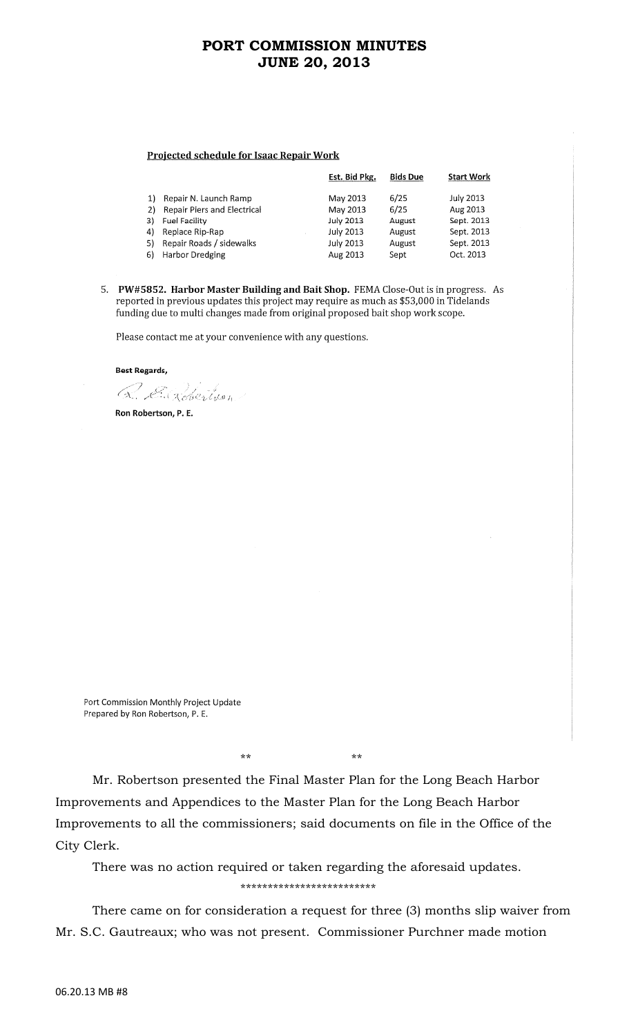**Projected schedule for Isaac Repair Work**

| | Est. Bid Pkg. | Bids Due | Start Work |
|---|---|---|---|
| 1) Repair N. Launch Ramp | May 2013 | 6/25 | July 2013 |
| 2) Repair Piers and Electrical | May 2013 | 6/25 | Aug 2013 |
| 3) Fuel Facility | July 2013 | August | Sept. 2013 |
| 4) Replace Rip-Rap | July 2013 | August | Sept. 2013 |
| 5) Repair Roads / sidewalks | July 2013 | August | Sept. 2013 |
| 6) Harbor Dredging | Aug 2013 | Sept | Oct. 2013 |

5. **PW#5852. Harbor Master Building and Bait Shop.** FEMA Close-Out is in progress. As reported in previous updates this project may require as much as $53,000 in Tidelands funding due to multi changes made from original proposed bait shop work scope.

Please contact me at your convenience with any questions.

**Best Regards,**

*R. E. Robertson*

**Ron Robertson, P. E.**

Port Commission Monthly Project Update
Prepared by Ron Robertson, P. E.

** **

Mr. Robertson presented the Final Master Plan for the Long Beach Harbor Improvements and Appendices to the Master Plan for the Long Beach Harbor Improvements to all the commissioners; said documents on file in the Office of the City Clerk.

There was no action required or taken regarding the aforesaid updates.

*************************

There came on for consideration a request for three (3) months slip waiver from Mr. S.C. Gautreaux; who was not present. Commissioner Purchner made motion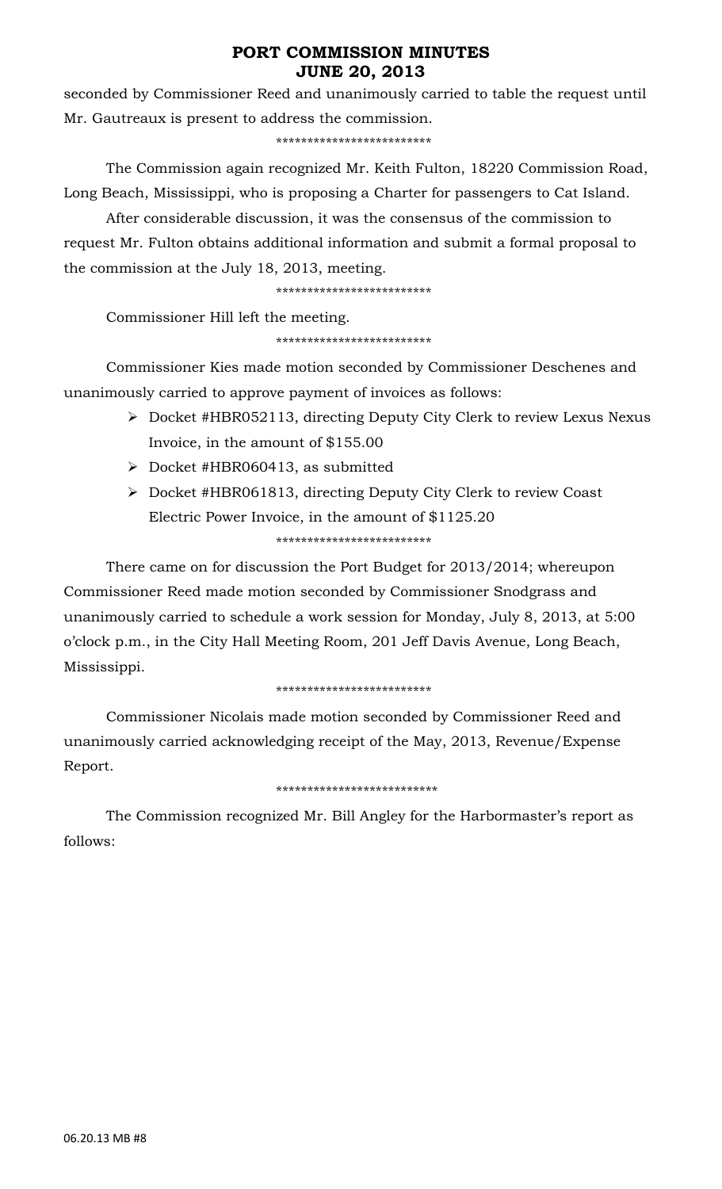seconded by Commissioner Reed and unanimously carried to table the request until Mr. Gautreaux is present to address the commission.

*************************

The Commission again recognized Mr. Keith Fulton, 18220 Commission Road, Long Beach, Mississippi, who is proposing a Charter for passengers to Cat Island.

After considerable discussion, it was the consensus of the commission to request Mr. Fulton obtains additional information and submit a formal proposal to the commission at the July 18, 2013, meeting.

*************************

Commissioner Hill left the meeting.

*************************

Commissioner Kies made motion seconded by Commissioner Deschenes and unanimously carried to approve payment of invoices as follows:

- Docket #HBR052113, directing Deputy City Clerk to review Lexus Nexus Invoice, in the amount of $155.00
- Docket #HBR060413, as submitted
- Docket #HBR061813, directing Deputy City Clerk to review Coast Electric Power Invoice, in the amount of $1125.20

*************************

There came on for discussion the Port Budget for 2013/2014; whereupon Commissioner Reed made motion seconded by Commissioner Snodgrass and unanimously carried to schedule a work session for Monday, July 8, 2013, at 5:00 o'clock p.m., in the City Hall Meeting Room, 201 Jeff Davis Avenue, Long Beach, Mississippi.

*************************

Commissioner Nicolais made motion seconded by Commissioner Reed and unanimously carried acknowledging receipt of the May, 2013, Revenue/Expense Report.

**************************

The Commission recognized Mr. Bill Angley for the Harbormaster's report as follows: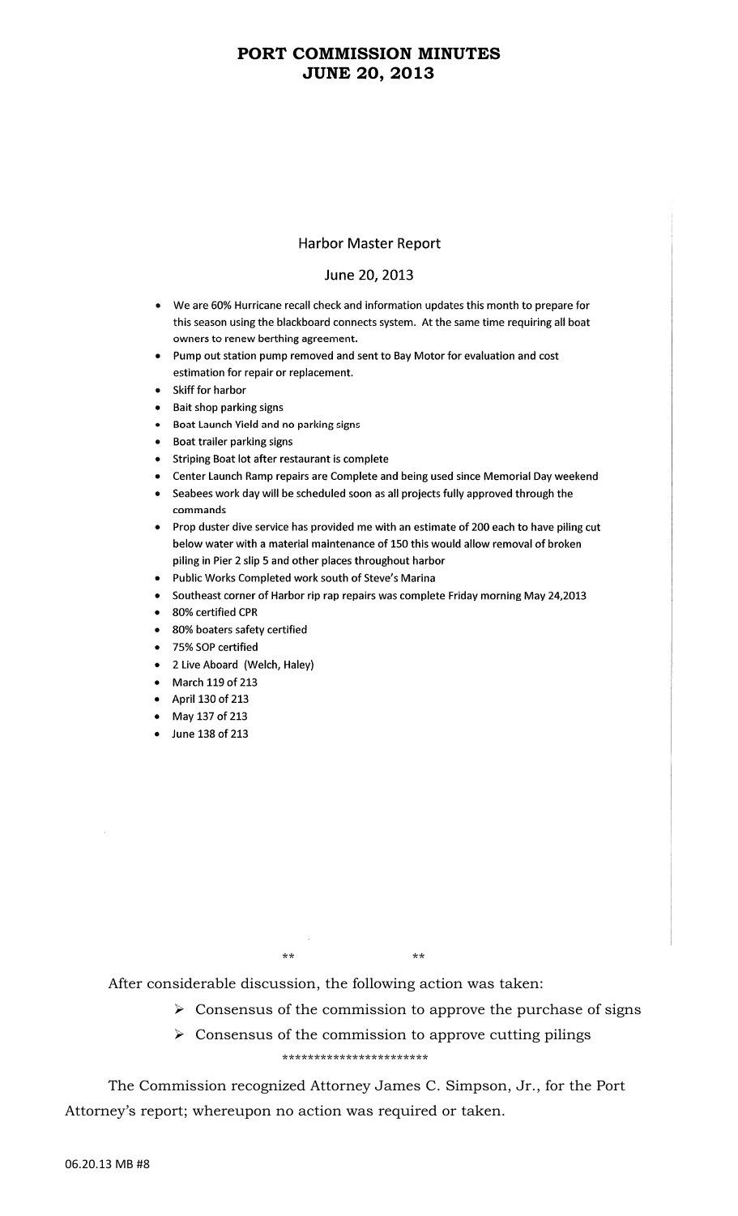# PORT COMMISSION MINUTES
# JUNE 20, 2013

## Harbor Master Report

June 20, 2013

- We are 60% Hurricane recall check and information updates this month to prepare for this season using the blackboard connects system. At the same time requiring all boat owners to renew berthing agreement.
- Pump out station pump removed and sent to Bay Motor for evaluation and cost estimation for repair or replacement.
- Skiff for harbor
- Bait shop parking signs
- Boat Launch Yield and no parking signs
- Boat trailer parking signs
- Striping Boat lot after restaurant is complete
- Center Launch Ramp repairs are Complete and being used since Memorial Day weekend
- Seabees work day will be scheduled soon as all projects fully approved through the commands
- Prop duster dive service has provided me with an estimate of 200 each to have piling cut below water with a material maintenance of 150 this would allow removal of broken piling in Pier 2 slip 5 and other places throughout harbor
- Public Works Completed work south of Steve's Marina
- Southeast corner of Harbor rip rap repairs was complete Friday morning May 24,2013
- 80% certified CPR
- 80% boaters safety certified
- 75% SOP certified
- 2 Live Aboard (Welch, Haley)
- March 119 of 213
- April 130 of 213
- May 137 of 213
- June 138 of 213

** **

After considerable discussion, the following action was taken:

- Consensus of the commission to approve the purchase of signs
- Consensus of the commission to approve cutting pilings

***********************

The Commission recognized Attorney James C. Simpson, Jr., for the Port Attorney's report; whereupon no action was required or taken.

06.20.13 MB #8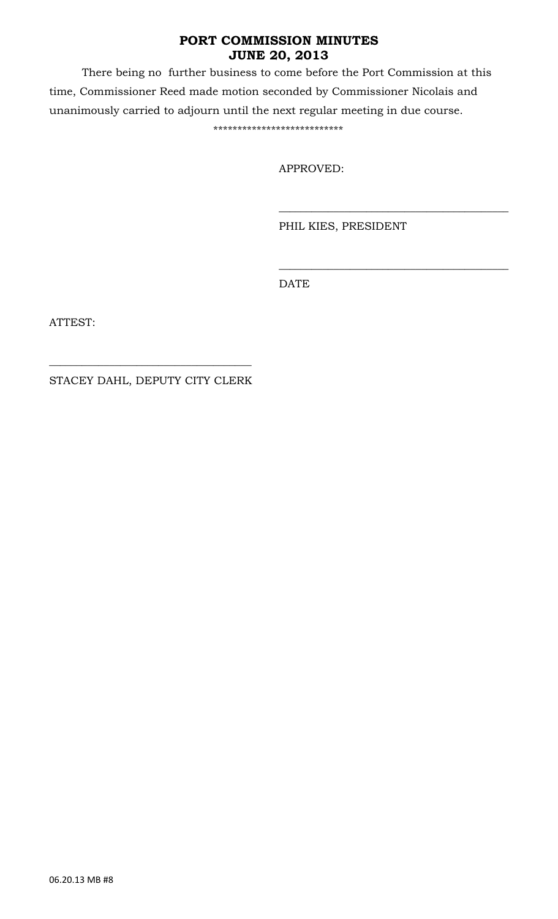**PORT COMMISSION MINUTES**
**JUNE 20, 2013**

There being no further business to come before the Port Commission at this time, Commissioner Reed made motion seconded by Commissioner Nicolais and unanimously carried to adjourn until the next regular meeting in due course.

**************************

APPROVED:

\_\_\_\_\_\_\_\_\_\_\_\_\_\_\_\_\_\_\_\_\_\_\_\_\_\_\_\_\_\_\_\_\_\_\_\_\_\_\_\_

PHIL KIES, PRESIDENT

\_\_\_\_\_\_\_\_\_\_\_\_\_\_\_\_\_\_\_\_\_\_\_\_\_\_\_\_\_\_\_\_\_\_\_\_\_\_\_\_

DATE

ATTEST:

\_\_\_\_\_\_\_\_\_\_\_\_\_\_\_\_\_\_\_\_\_\_\_\_\_\_\_\_\_\_\_\_\_\_\_\_\_\_\_\_

STACEY DAHL, DEPUTY CITY CLERK

06.20.13 MB #8